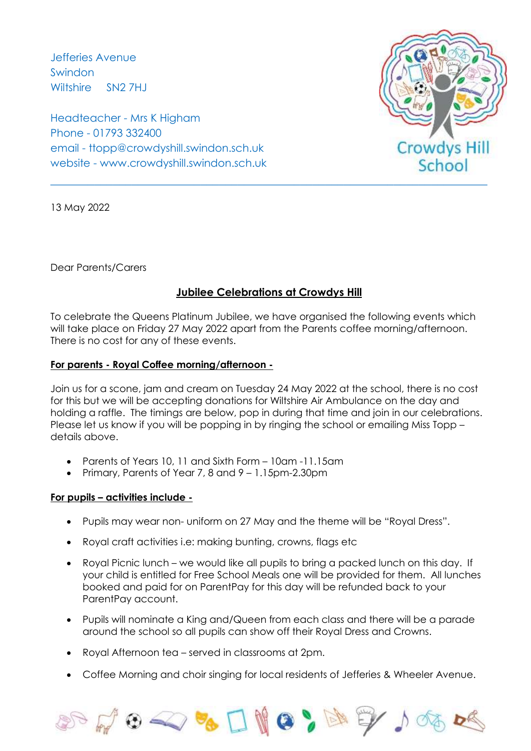Jefferies Avenue
Swindon
Wiltshire SN2 7HJ

Headteacher - Mrs K Higham
Phone - 01793 332400
email - ttopp@crowdyshill.swindon.sch.uk
website - www.crowdyshill.swindon.sch.uk

Crowdys Hill School

13 May 2022

Dear Parents/Carers

## Jubilee Celebrations at Crowdys Hill

To celebrate the Queens Platinum Jubilee, we have organised the following events which will take place on Friday 27 May 2022 apart from the Parents coffee morning/afternoon. There is no cost for any of these events.

**For parents - Royal Coffee morning/afternoon -**

Join us for a scone, jam and cream on Tuesday 24 May 2022 at the school, there is no cost for this but we will be accepting donations for Wiltshire Air Ambulance on the day and holding a raffle. The timings are below, pop in during that time and join in our celebrations. Please let us know if you will be popping in by ringing the school or emailing Miss Topp – details above.

- Parents of Years 10, 11 and Sixth Form – 10am -11.15am
- Primary, Parents of Year 7, 8 and 9 – 1.15pm-2.30pm

**For pupils – activities include -**

- Pupils may wear non- uniform on 27 May and the theme will be "Royal Dress".
- Royal craft activities i.e: making bunting, crowns, flags etc
- Royal Picnic lunch – we would like all pupils to bring a packed lunch on this day. If your child is entitled for Free School Meals one will be provided for them. All lunches booked and paid for on ParentPay for this day will be refunded back to your ParentPay account.
- Pupils will nominate a King and/Queen from each class and there will be a parade around the school so all pupils can show off their Royal Dress and Crowns.
- Royal Afternoon tea – served in classrooms at 2pm.
- Coffee Morning and choir singing for local residents of Jefferies & Wheeler Avenue.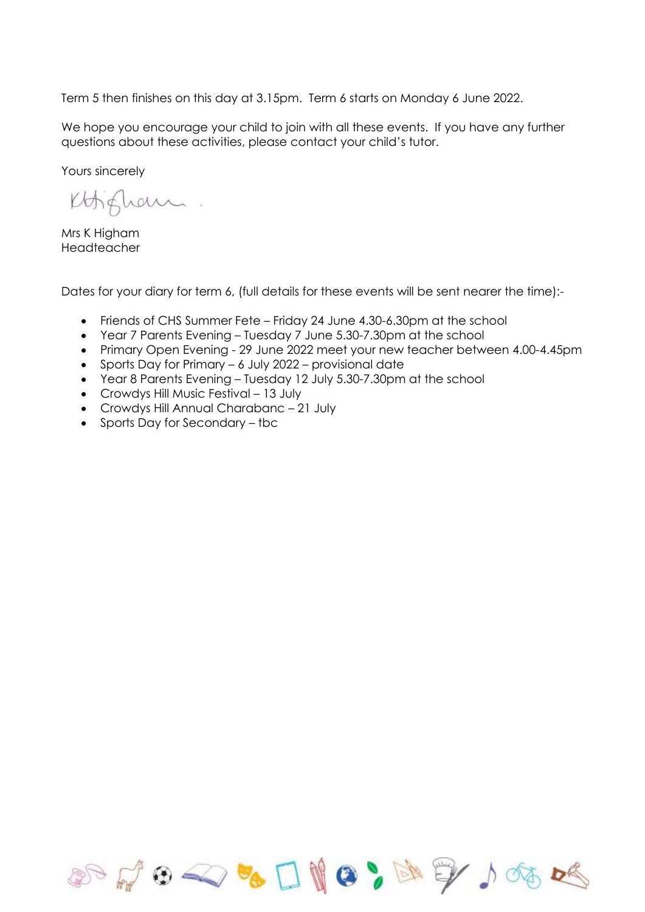Term 5 then finishes on this day at 3.15pm. Term 6 starts on Monday 6 June 2022.

We hope you encourage your child to join with all these events. If you have any further questions about these activities, please contact your child's tutor.

Yours sincerely

Mrs K Higham
Headteacher

Dates for your diary for term 6, (full details for these events will be sent nearer the time):-

- Friends of CHS Summer Fete – Friday 24 June 4.30-6.30pm at the school
- Year 7 Parents Evening – Tuesday 7 June 5.30-7.30pm at the school
- Primary Open Evening - 29 June 2022 meet your new teacher between 4.00-4.45pm
- Sports Day for Primary – 6 July 2022 – provisional date
- Year 8 Parents Evening – Tuesday 12 July 5.30-7.30pm at the school
- Crowdys Hill Music Festival – 13 July
- Crowdys Hill Annual Charabanc – 21 July
- Sports Day for Secondary – tbc